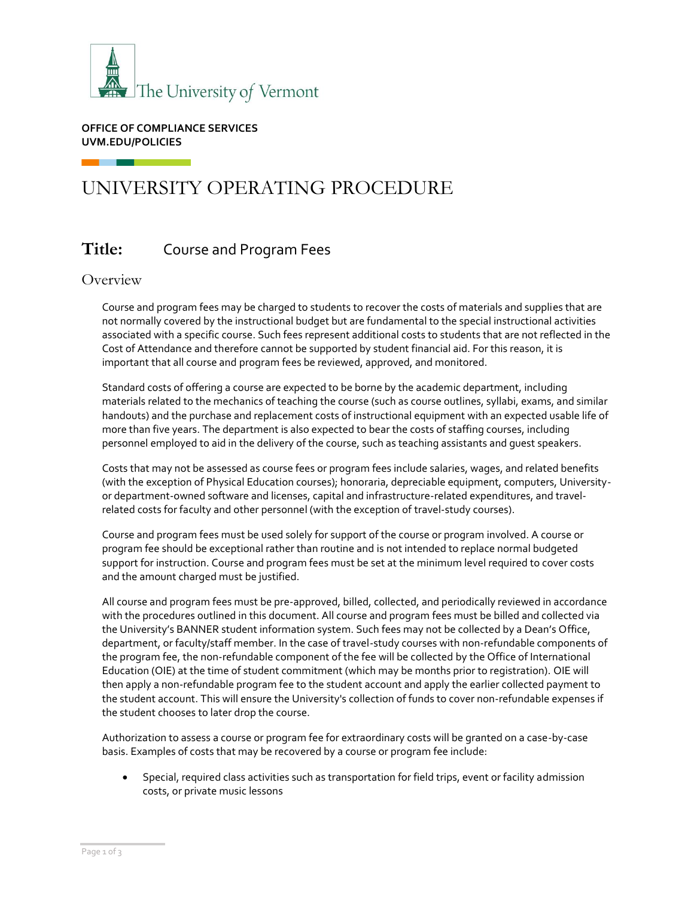The University of Vermont

**OFFICE OF COMPLIANCE SERVICES**
**UVM.EDU/POLICIES**

# UNIVERSITY OPERATING PROCEDURE

## Title: Course and Program Fees

## Overview

Course and program fees may be charged to students to recover the costs of materials and supplies that are not normally covered by the instructional budget but are fundamental to the special instructional activities associated with a specific course. Such fees represent additional costs to students that are not reflected in the Cost of Attendance and therefore cannot be supported by student financial aid. For this reason, it is important that all course and program fees be reviewed, approved, and monitored.

Standard costs of offering a course are expected to be borne by the academic department, including materials related to the mechanics of teaching the course (such as course outlines, syllabi, exams, and similar handouts) and the purchase and replacement costs of instructional equipment with an expected usable life of more than five years. The department is also expected to bear the costs of staffing courses, including personnel employed to aid in the delivery of the course, such as teaching assistants and guest speakers.

Costs that may not be assessed as course fees or program fees include salaries, wages, and related benefits (with the exception of Physical Education courses); honoraria, depreciable equipment, computers, University- or department-owned software and licenses, capital and infrastructure-related expenditures, and travel-related costs for faculty and other personnel (with the exception of travel-study courses).

Course and program fees must be used solely for support of the course or program involved. A course or program fee should be exceptional rather than routine and is not intended to replace normal budgeted support for instruction. Course and program fees must be set at the minimum level required to cover costs and the amount charged must be justified.

All course and program fees must be pre-approved, billed, collected, and periodically reviewed in accordance with the procedures outlined in this document. All course and program fees must be billed and collected via the University's BANNER student information system. Such fees may not be collected by a Dean's Office, department, or faculty/staff member. In the case of travel-study courses with non-refundable components of the program fee, the non-refundable component of the fee will be collected by the Office of International Education (OIE) at the time of student commitment (which may be months prior to registration). OIE will then apply a non-refundable program fee to the student account and apply the earlier collected payment to the student account. This will ensure the University's collection of funds to cover non-refundable expenses if the student chooses to later drop the course.

Authorization to assess a course or program fee for extraordinary costs will be granted on a case-by-case basis. Examples of costs that may be recovered by a course or program fee include:

- Special, required class activities such as transportation for field trips, event or facility admission costs, or private music lessons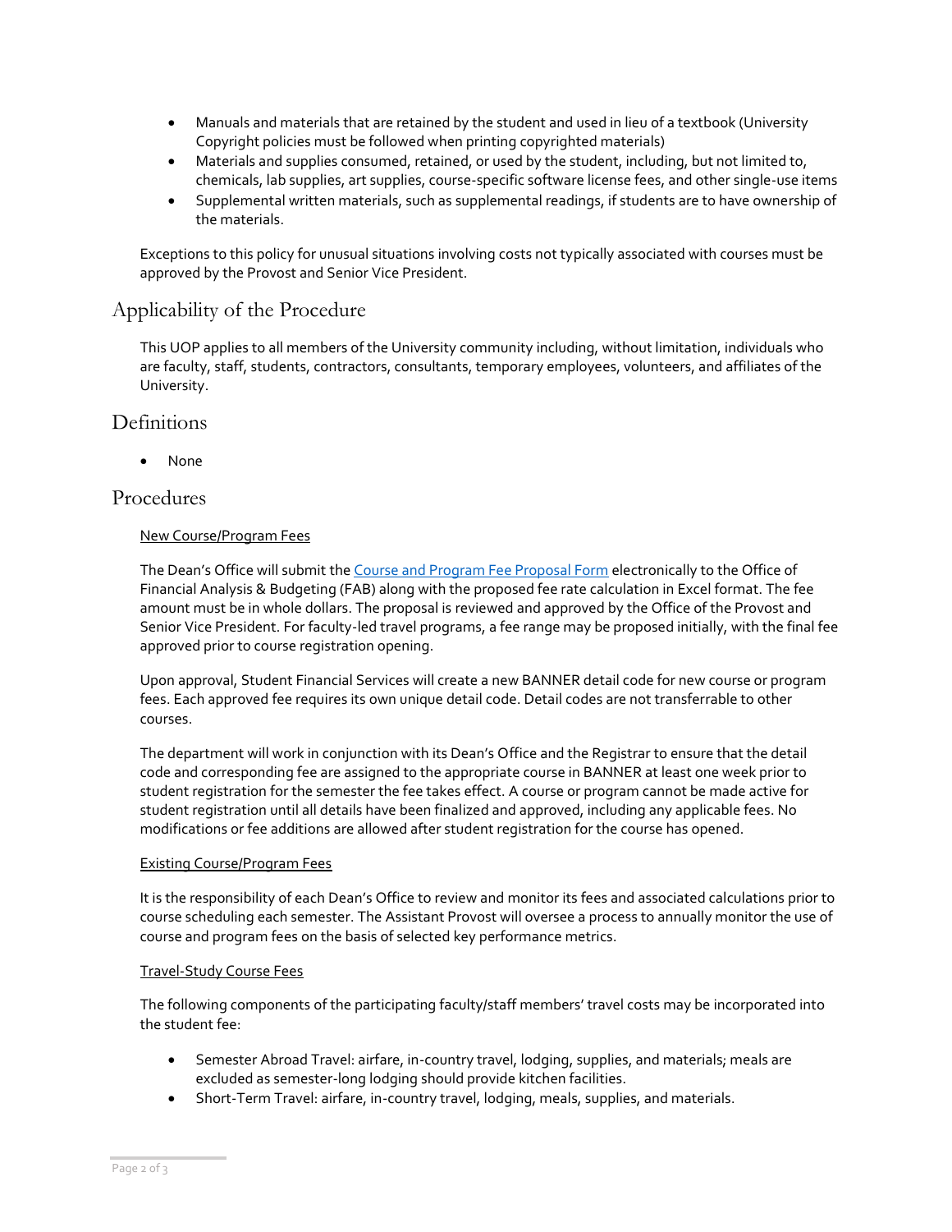- Manuals and materials that are retained by the student and used in lieu of a textbook (University Copyright policies must be followed when printing copyrighted materials)
- Materials and supplies consumed, retained, or used by the student, including, but not limited to, chemicals, lab supplies, art supplies, course-specific software license fees, and other single-use items
- Supplemental written materials, such as supplemental readings, if students are to have ownership of the materials.

Exceptions to this policy for unusual situations involving costs not typically associated with courses must be approved by the Provost and Senior Vice President.

## Applicability of the Procedure

This UOP applies to all members of the University community including, without limitation, individuals who are faculty, staff, students, contractors, consultants, temporary employees, volunteers, and affiliates of the University.

## Definitions

- None

## Procedures

New Course/Program Fees

The Dean's Office will submit the Course and Program Fee Proposal Form electronically to the Office of Financial Analysis & Budgeting (FAB) along with the proposed fee rate calculation in Excel format. The fee amount must be in whole dollars. The proposal is reviewed and approved by the Office of the Provost and Senior Vice President. For faculty-led travel programs, a fee range may be proposed initially, with the final fee approved prior to course registration opening.

Upon approval, Student Financial Services will create a new BANNER detail code for new course or program fees. Each approved fee requires its own unique detail code. Detail codes are not transferrable to other courses.

The department will work in conjunction with its Dean's Office and the Registrar to ensure that the detail code and corresponding fee are assigned to the appropriate course in BANNER at least one week prior to student registration for the semester the fee takes effect. A course or program cannot be made active for student registration until all details have been finalized and approved, including any applicable fees. No modifications or fee additions are allowed after student registration for the course has opened.

Existing Course/Program Fees

It is the responsibility of each Dean's Office to review and monitor its fees and associated calculations prior to course scheduling each semester. The Assistant Provost will oversee a process to annually monitor the use of course and program fees on the basis of selected key performance metrics.

Travel-Study Course Fees

The following components of the participating faculty/staff members' travel costs may be incorporated into the student fee:

- Semester Abroad Travel: airfare, in-country travel, lodging, supplies, and materials; meals are excluded as semester-long lodging should provide kitchen facilities.
- Short-Term Travel: airfare, in-country travel, lodging, meals, supplies, and materials.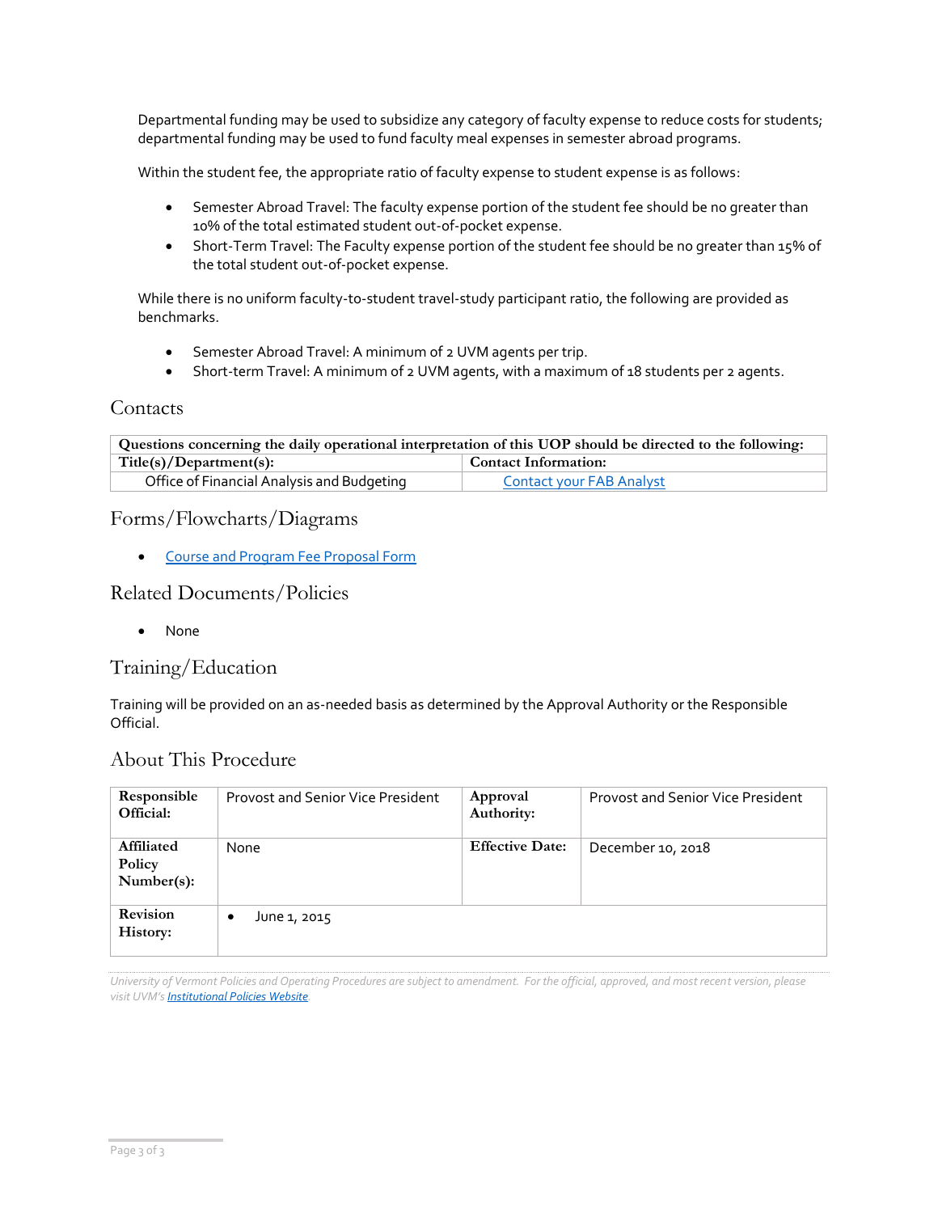Departmental funding may be used to subsidize any category of faculty expense to reduce costs for students; departmental funding may be used to fund faculty meal expenses in semester abroad programs.

Within the student fee, the appropriate ratio of faculty expense to student expense is as follows:

- Semester Abroad Travel: The faculty expense portion of the student fee should be no greater than 10% of the total estimated student out-of-pocket expense.
- Short-Term Travel: The Faculty expense portion of the student fee should be no greater than 15% of the total student out-of-pocket expense.

While there is no uniform faculty-to-student travel-study participant ratio, the following are provided as benchmarks.

- Semester Abroad Travel: A minimum of 2 UVM agents per trip.
- Short-term Travel: A minimum of 2 UVM agents, with a maximum of 18 students per 2 agents.

## Contacts

| **Questions concerning the daily operational interpretation of this UOP should be directed to the following:** | |
|---|---|
| **Title(s)/Department(s):** | **Contact Information:** |
| Office of Financial Analysis and Budgeting | [Contact your FAB Analyst] |

## Forms/Flowcharts/Diagrams

- [Course and Program Fee Proposal Form]

## Related Documents/Policies

- None

## Training/Education

Training will be provided on an as-needed basis as determined by the Approval Authority or the Responsible Official.

## About This Procedure

| | | | |
|---|---|---|---|
| **Responsible Official:** | Provost and Senior Vice President | **Approval Authority:** | Provost and Senior Vice President |
| **Affiliated Policy Number(s):** | None | **Effective Date:** | December 10, 2018 |
| **Revision History:** | • June 1, 2015 | | |

*University of Vermont Policies and Operating Procedures are subject to amendment. For the official, approved, and most recent version, please visit UVM's [Institutional Policies Website].*